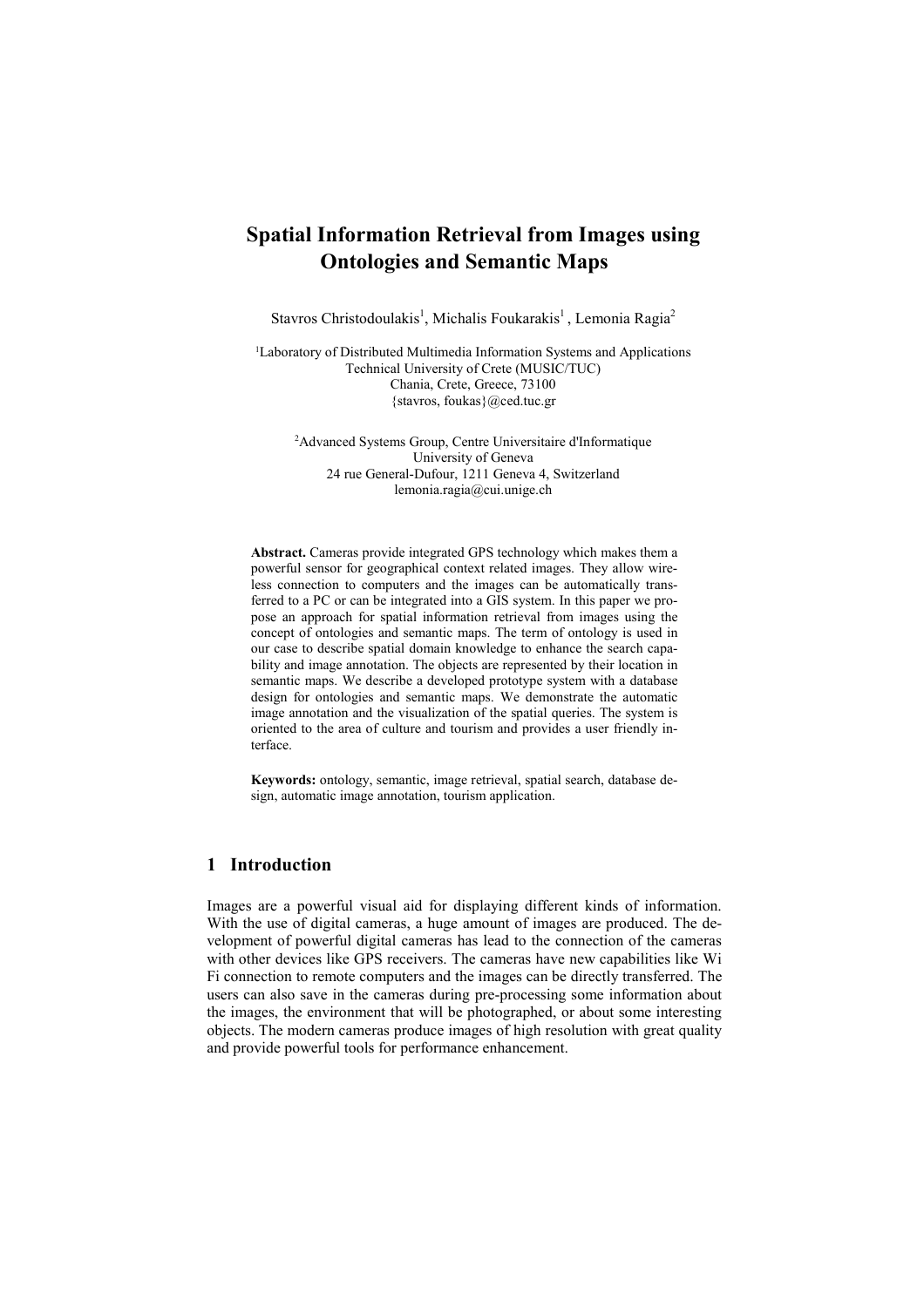// Use Markdown Syntax Here
# Spatial Information Retrieval from Images using Ontologies and Semantic Maps

Stavros Christodoulakis[1], Michalis Foukarakis[1] , Lemonia Ragia[2]

[1]Laboratory of Distributed Multimedia Information Systems and Applications
Technical University of Crete (MUSIC/TUC)
Chania, Crete, Greece, 73100
{stavros, foukas}@ced.tuc.gr

[2]Advanced Systems Group, Centre Universitaire d'Informatique
University of Geneva
24 rue General-Dufour, 1211 Geneva 4, Switzerland
lemonia.ragia@cui.unige.ch

**Abstract.** Cameras provide integrated GPS technology which makes them a powerful sensor for geographical context related images. They allow wireless connection to computers and the images can be automatically transferred to a PC or can be integrated into a GIS system. In this paper we propose an approach for spatial information retrieval from images using the concept of ontologies and semantic maps. The term of ontology is used in our case to describe spatial domain knowledge to enhance the search capability and image annotation. The objects are represented by their location in semantic maps. We describe a developed prototype system with a database design for ontologies and semantic maps. We demonstrate the automatic image annotation and the visualization of the spatial queries. The system is oriented to the area of culture and tourism and provides a user friendly interface.

**Keywords:** ontology, semantic, image retrieval, spatial search, database design, automatic image annotation, tourism application.

## 1 Introduction

Images are a powerful visual aid for displaying different kinds of information. With the use of digital cameras, a huge amount of images are produced. The development of powerful digital cameras has lead to the connection of the cameras with other devices like GPS receivers. The cameras have new capabilities like Wi Fi connection to remote computers and the images can be directly transferred. The users can also save in the cameras during pre-processing some information about the images, the environment that will be photographed, or about some interesting objects. The modern cameras produce images of high resolution with great quality and provide powerful tools for performance enhancement.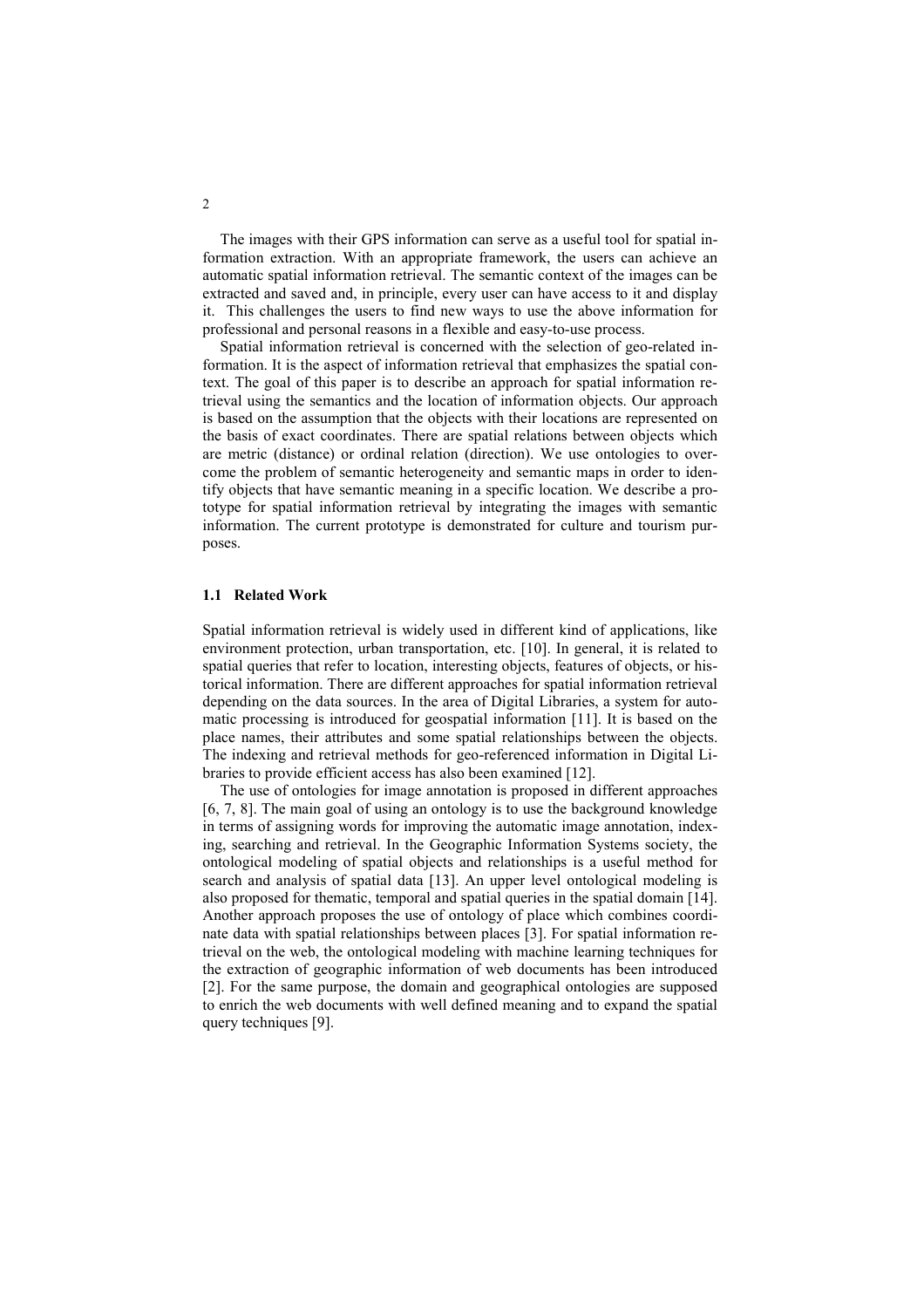The images with their GPS information can serve as a useful tool for spatial information extraction. With an appropriate framework, the users can achieve an automatic spatial information retrieval. The semantic context of the images can be extracted and saved and, in principle, every user can have access to it and display it. This challenges the users to find new ways to use the above information for professional and personal reasons in a flexible and easy-to-use process.

Spatial information retrieval is concerned with the selection of geo-related information. It is the aspect of information retrieval that emphasizes the spatial context. The goal of this paper is to describe an approach for spatial information retrieval using the semantics and the location of information objects. Our approach is based on the assumption that the objects with their locations are represented on the basis of exact coordinates. There are spatial relations between objects which are metric (distance) or ordinal relation (direction). We use ontologies to overcome the problem of semantic heterogeneity and semantic maps in order to identify objects that have semantic meaning in a specific location. We describe a prototype for spatial information retrieval by integrating the images with semantic information. The current prototype is demonstrated for culture and tourism purposes.

### 1.1 Related Work

Spatial information retrieval is widely used in different kind of applications, like environment protection, urban transportation, etc. [10]. In general, it is related to spatial queries that refer to location, interesting objects, features of objects, or historical information. There are different approaches for spatial information retrieval depending on the data sources. In the area of Digital Libraries, a system for automatic processing is introduced for geospatial information [11]. It is based on the place names, their attributes and some spatial relationships between the objects. The indexing and retrieval methods for geo-referenced information in Digital Libraries to provide efficient access has also been examined [12].

The use of ontologies for image annotation is proposed in different approaches [6, 7, 8]. The main goal of using an ontology is to use the background knowledge in terms of assigning words for improving the automatic image annotation, indexing, searching and retrieval. In the Geographic Information Systems society, the ontological modeling of spatial objects and relationships is a useful method for search and analysis of spatial data [13]. An upper level ontological modeling is also proposed for thematic, temporal and spatial queries in the spatial domain [14]. Another approach proposes the use of ontology of place which combines coordinate data with spatial relationships between places [3]. For spatial information retrieval on the web, the ontological modeling with machine learning techniques for the extraction of geographic information of web documents has been introduced [2]. For the same purpose, the domain and geographical ontologies are supposed to enrich the web documents with well defined meaning and to expand the spatial query techniques [9].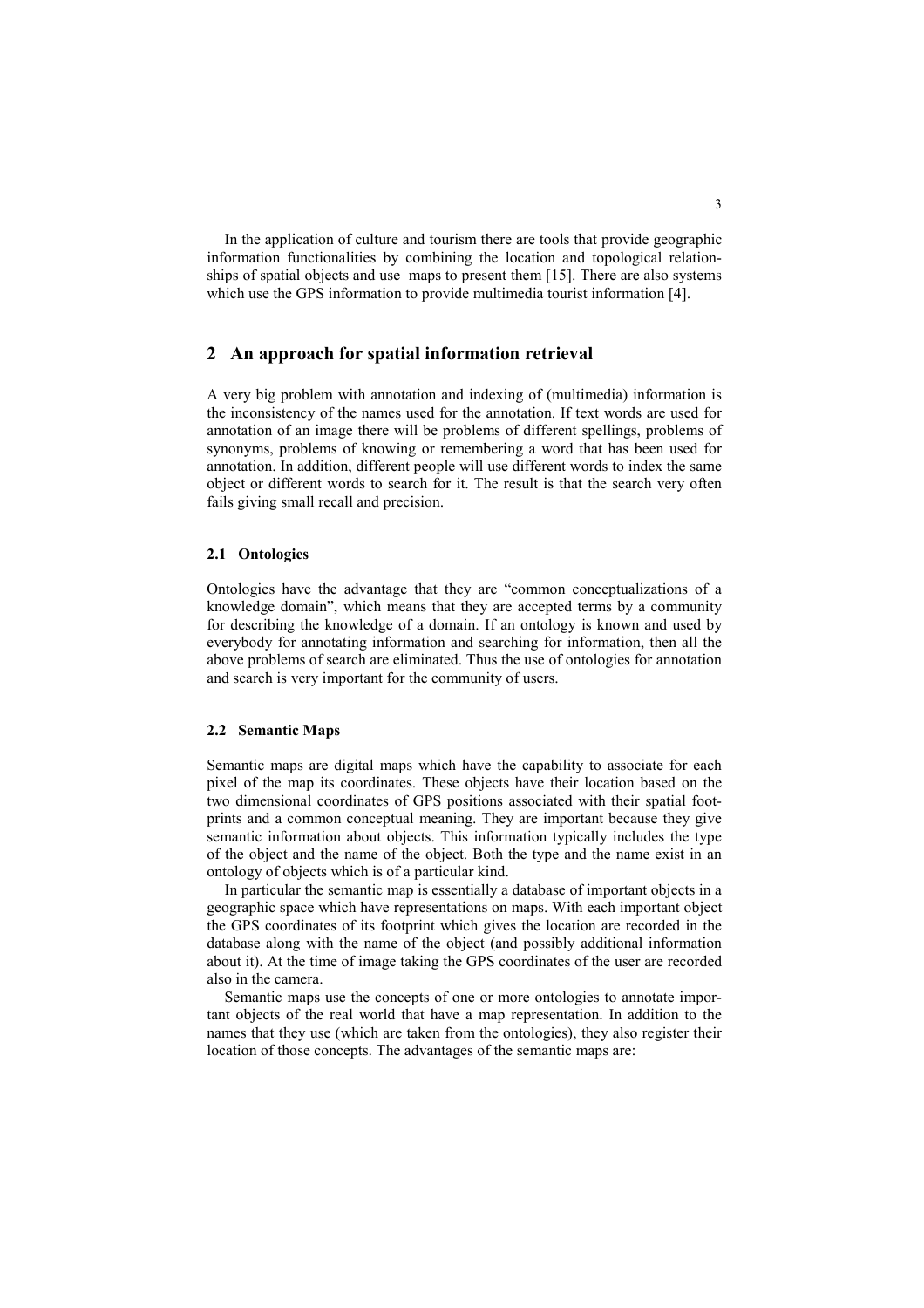In the application of culture and tourism there are tools that provide geographic information functionalities by combining the location and topological relationships of spatial objects and use maps to present them [15]. There are also systems which use the GPS information to provide multimedia tourist information [4].

## 2 An approach for spatial information retrieval

A very big problem with annotation and indexing of (multimedia) information is the inconsistency of the names used for the annotation. If text words are used for annotation of an image there will be problems of different spellings, problems of synonyms, problems of knowing or remembering a word that has been used for annotation. In addition, different people will use different words to index the same object or different words to search for it. The result is that the search very often fails giving small recall and precision.

### 2.1 Ontologies

Ontologies have the advantage that they are "common conceptualizations of a knowledge domain", which means that they are accepted terms by a community for describing the knowledge of a domain. If an ontology is known and used by everybody for annotating information and searching for information, then all the above problems of search are eliminated. Thus the use of ontologies for annotation and search is very important for the community of users.

### 2.2 Semantic Maps

Semantic maps are digital maps which have the capability to associate for each pixel of the map its coordinates. These objects have their location based on the two dimensional coordinates of GPS positions associated with their spatial footprints and a common conceptual meaning. They are important because they give semantic information about objects. This information typically includes the type of the object and the name of the object. Both the type and the name exist in an ontology of objects which is of a particular kind.

In particular the semantic map is essentially a database of important objects in a geographic space which have representations on maps. With each important object the GPS coordinates of its footprint which gives the location are recorded in the database along with the name of the object (and possibly additional information about it). At the time of image taking the GPS coordinates of the user are recorded also in the camera.

Semantic maps use the concepts of one or more ontologies to annotate important objects of the real world that have a map representation. In addition to the names that they use (which are taken from the ontologies), they also register their location of those concepts. The advantages of the semantic maps are: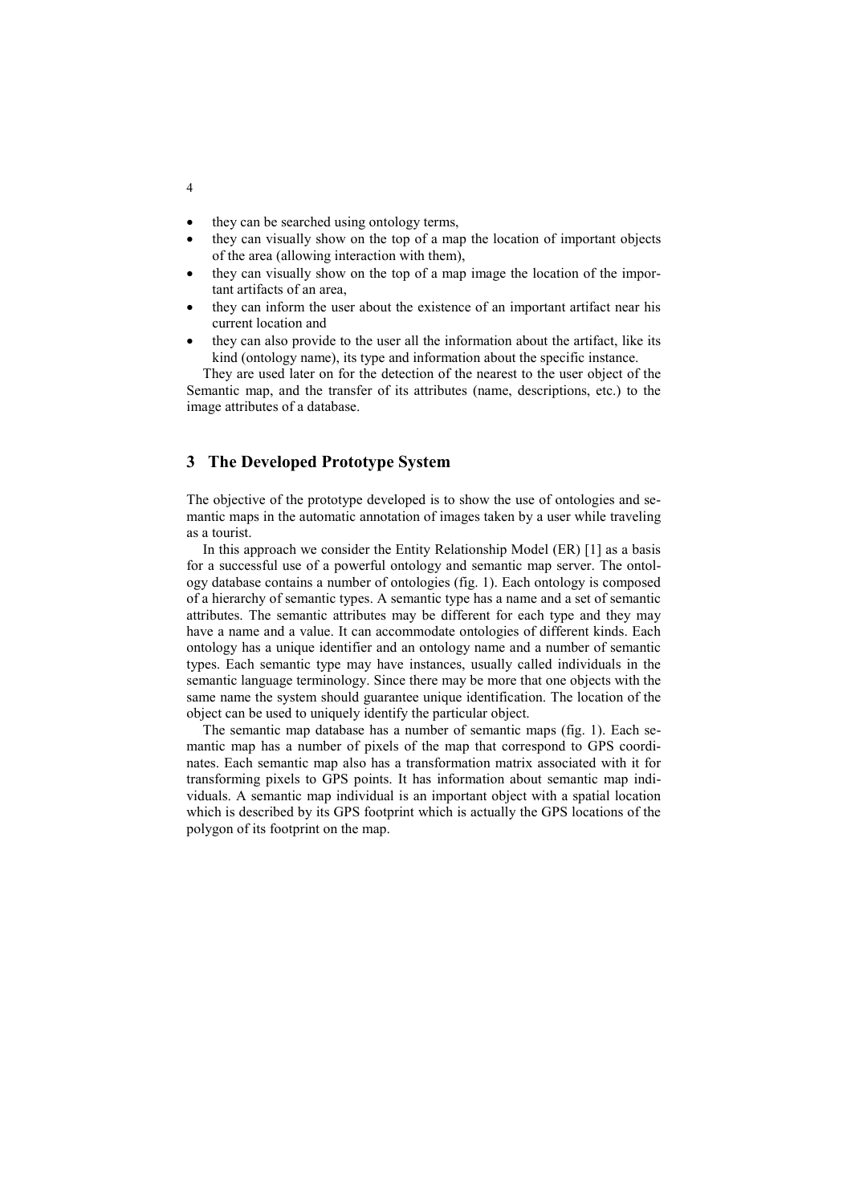- they can be searched using ontology terms,
- they can visually show on the top of a map the location of important objects of the area (allowing interaction with them),
- they can visually show on the top of a map image the location of the important artifacts of an area,
- they can inform the user about the existence of an important artifact near his current location and
- they can also provide to the user all the information about the artifact, like its kind (ontology name), its type and information about the specific instance.

They are used later on for the detection of the nearest to the user object of the Semantic map, and the transfer of its attributes (name, descriptions, etc.) to the image attributes of a database.

## 3 The Developed Prototype System

The objective of the prototype developed is to show the use of ontologies and semantic maps in the automatic annotation of images taken by a user while traveling as a tourist.

In this approach we consider the Entity Relationship Model (ER) [1] as a basis for a successful use of a powerful ontology and semantic map server. The ontology database contains a number of ontologies (fig. 1). Each ontology is composed of a hierarchy of semantic types. A semantic type has a name and a set of semantic attributes. The semantic attributes may be different for each type and they may have a name and a value. It can accommodate ontologies of different kinds. Each ontology has a unique identifier and an ontology name and a number of semantic types. Each semantic type may have instances, usually called individuals in the semantic language terminology. Since there may be more that one objects with the same name the system should guarantee unique identification. The location of the object can be used to uniquely identify the particular object.

The semantic map database has a number of semantic maps (fig. 1). Each semantic map has a number of pixels of the map that correspond to GPS coordinates. Each semantic map also has a transformation matrix associated with it for transforming pixels to GPS points. It has information about semantic map individuals. A semantic map individual is an important object with a spatial location which is described by its GPS footprint which is actually the GPS locations of the polygon of its footprint on the map.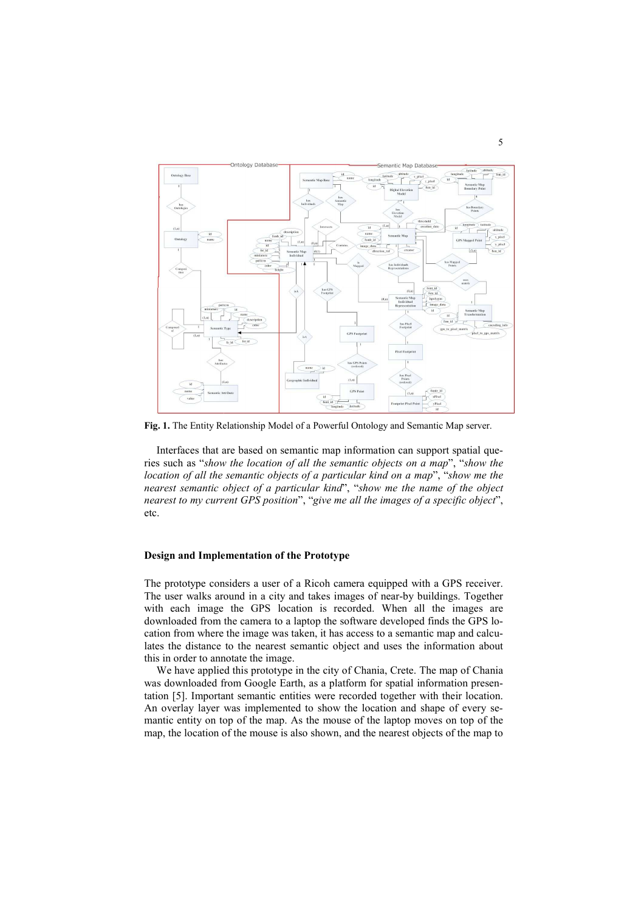**Fig. 1.** The Entity Relationship Model of a Powerful Ontology and Semantic Map server.

Interfaces that are based on semantic map information can support spatial queries such as "*show the location of all the semantic objects on a map*", "*show the location of all the semantic objects of a particular kind on a map*", "*show me the nearest semantic object of a particular kind*", "*show me the name of the object nearest to my current GPS position*", "*give me all the images of a specific object*", etc.

### Design and Implementation of the Prototype

The prototype considers a user of a Ricoh camera equipped with a GPS receiver. The user walks around in a city and takes images of near-by buildings. Together with each image the GPS location is recorded. When all the images are downloaded from the camera to a laptop the software developed finds the GPS location from where the image was taken, it has access to a semantic map and calculates the distance to the nearest semantic object and uses the information about this in order to annotate the image.

We have applied this prototype in the city of Chania, Crete. The map of Chania was downloaded from Google Earth, as a platform for spatial information presentation [5]. Important semantic entities were recorded together with their location. An overlay layer was implemented to show the location and shape of every semantic entity on top of the map. As the mouse of the laptop moves on top of the map, the location of the mouse is also shown, and the nearest objects of the map to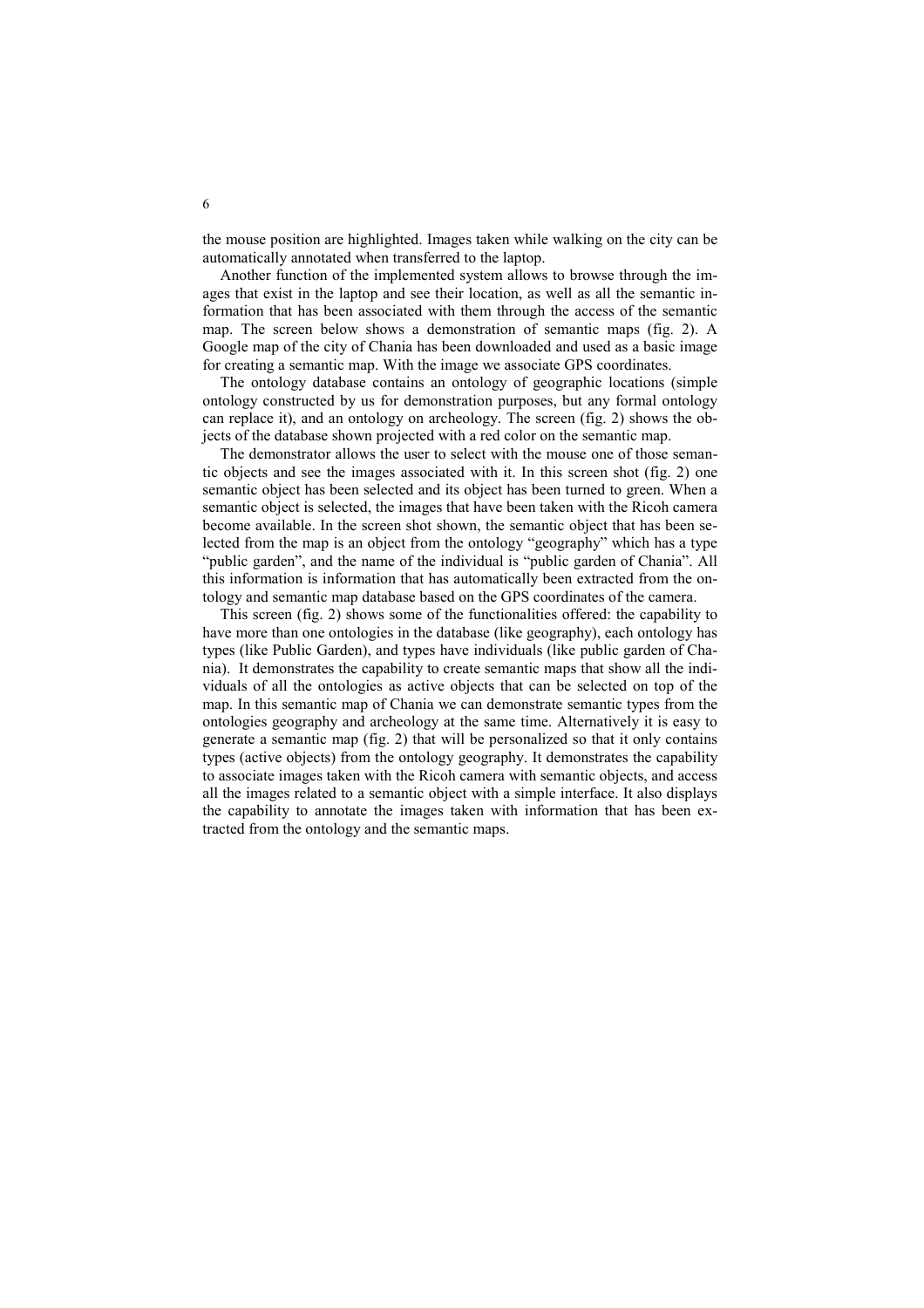the mouse position are highlighted. Images taken while walking on the city can be automatically annotated when transferred to the laptop.

Another function of the implemented system allows to browse through the images that exist in the laptop and see their location, as well as all the semantic information that has been associated with them through the access of the semantic map. The screen below shows a demonstration of semantic maps (fig. 2). A Google map of the city of Chania has been downloaded and used as a basic image for creating a semantic map. With the image we associate GPS coordinates.

The ontology database contains an ontology of geographic locations (simple ontology constructed by us for demonstration purposes, but any formal ontology can replace it), and an ontology on archeology. The screen (fig. 2) shows the objects of the database shown projected with a red color on the semantic map.

The demonstrator allows the user to select with the mouse one of those semantic objects and see the images associated with it. In this screen shot (fig. 2) one semantic object has been selected and its object has been turned to green. When a semantic object is selected, the images that have been taken with the Ricoh camera become available. In the screen shot shown, the semantic object that has been selected from the map is an object from the ontology "geography" which has a type "public garden", and the name of the individual is "public garden of Chania". All this information is information that has automatically been extracted from the ontology and semantic map database based on the GPS coordinates of the camera.

This screen (fig. 2) shows some of the functionalities offered: the capability to have more than one ontologies in the database (like geography), each ontology has types (like Public Garden), and types have individuals (like public garden of Chania). It demonstrates the capability to create semantic maps that show all the individuals of all the ontologies as active objects that can be selected on top of the map. In this semantic map of Chania we can demonstrate semantic types from the ontologies geography and archeology at the same time. Alternatively it is easy to generate a semantic map (fig. 2) that will be personalized so that it only contains types (active objects) from the ontology geography. It demonstrates the capability to associate images taken with the Ricoh camera with semantic objects, and access all the images related to a semantic object with a simple interface. It also displays the capability to annotate the images taken with information that has been extracted from the ontology and the semantic maps.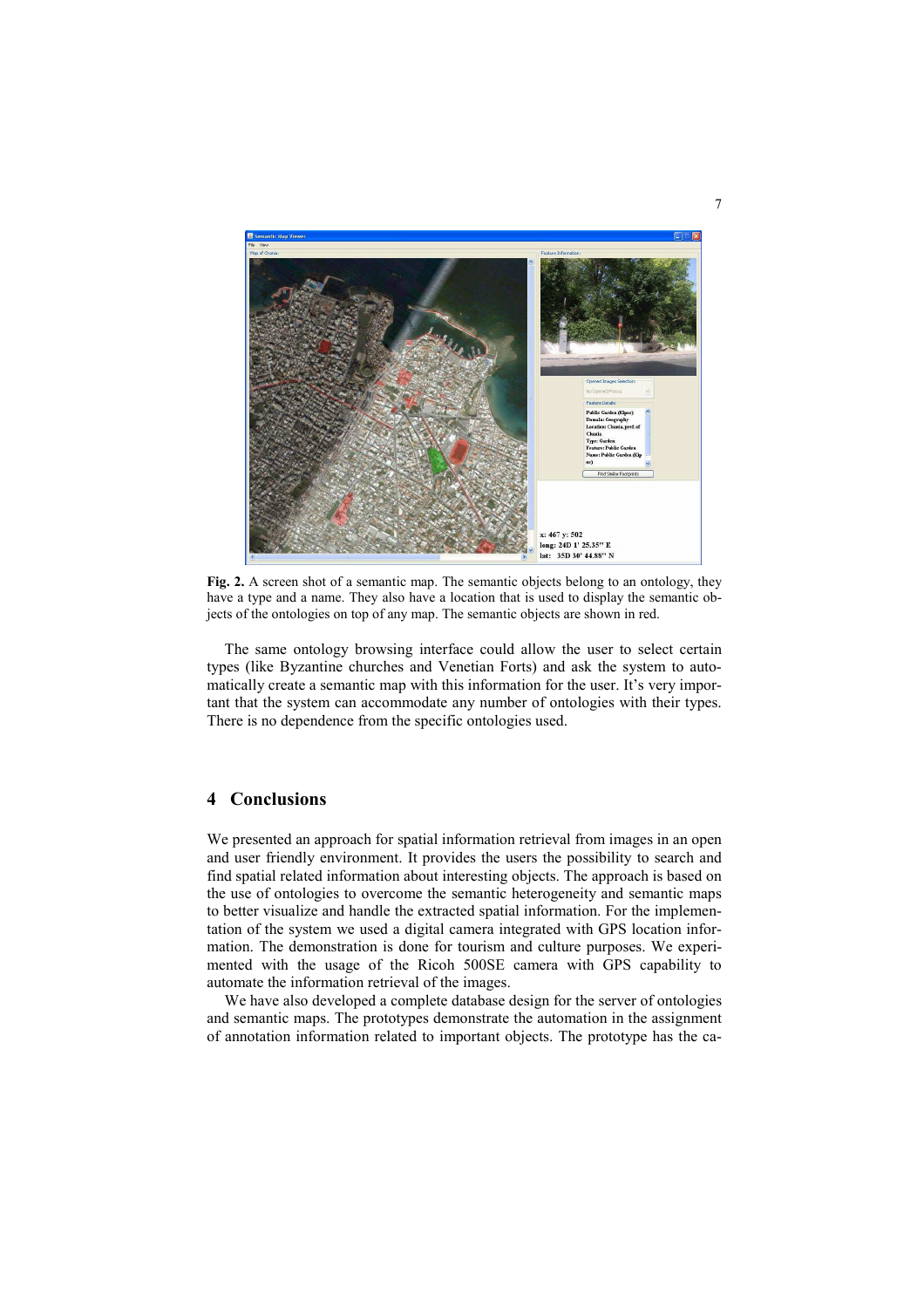**Fig. 2.** A screen shot of a semantic map. The semantic objects belong to an ontology, they have a type and a name. They also have a location that is used to display the semantic objects of the ontologies on top of any map. The semantic objects are shown in red.

The same ontology browsing interface could allow the user to select certain types (like Byzantine churches and Venetian Forts) and ask the system to automatically create a semantic map with this information for the user. It's very important that the system can accommodate any number of ontologies with their types. There is no dependence from the specific ontologies used.

## 4 Conclusions

We presented an approach for spatial information retrieval from images in an open and user friendly environment. It provides the users the possibility to search and find spatial related information about interesting objects. The approach is based on the use of ontologies to overcome the semantic heterogeneity and semantic maps to better visualize and handle the extracted spatial information. For the implementation of the system we used a digital camera integrated with GPS location information. The demonstration is done for tourism and culture purposes. We experimented with the usage of the Ricoh 500SE camera with GPS capability to automate the information retrieval of the images.

We have also developed a complete database design for the server of ontologies and semantic maps. The prototypes demonstrate the automation in the assignment of annotation information related to important objects. The prototype has the ca-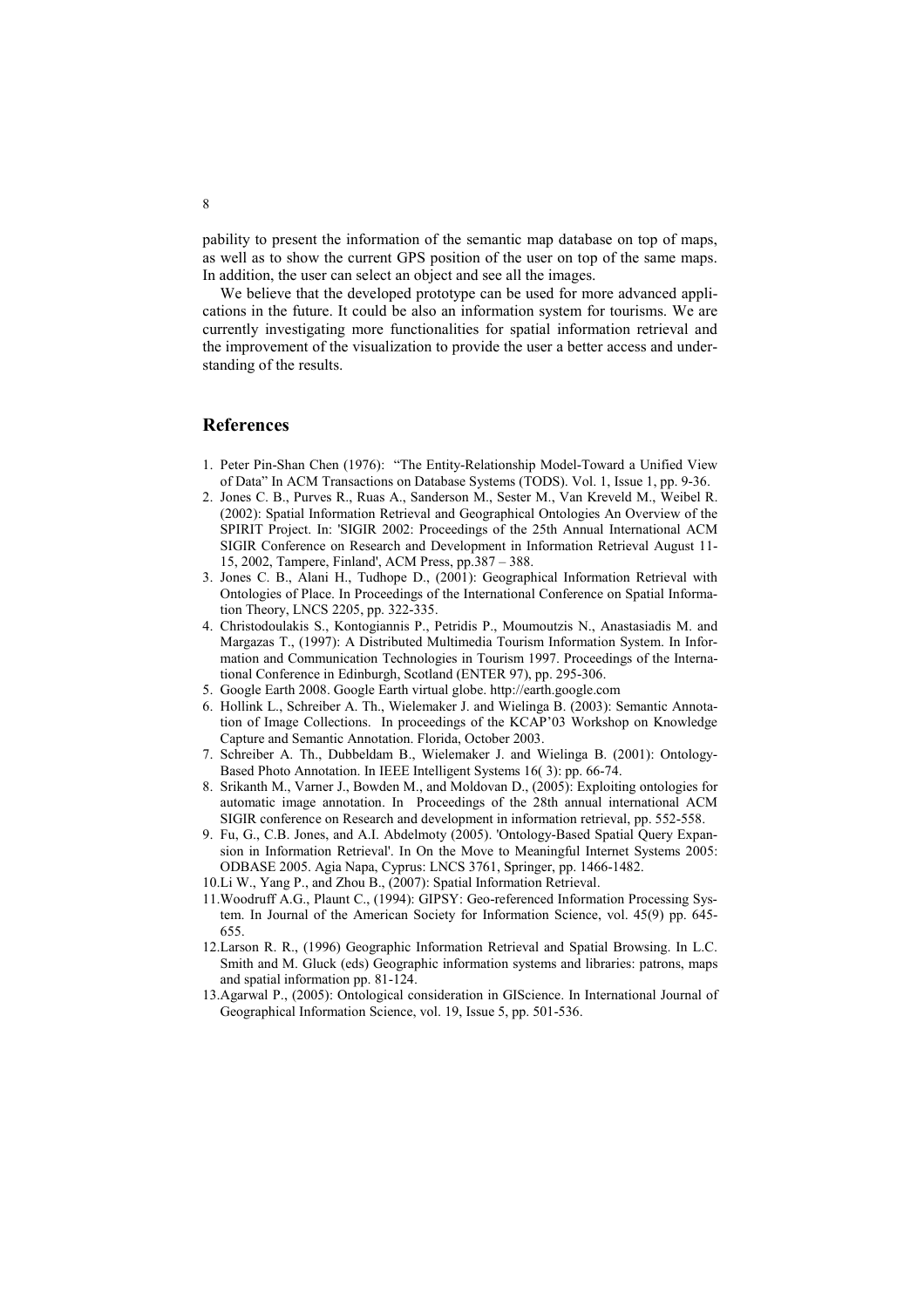pability to present the information of the semantic map database on top of maps, as well as to show the current GPS position of the user on top of the same maps. In addition, the user can select an object and see all the images.

We believe that the developed prototype can be used for more advanced applications in the future. It could be also an information system for tourisms. We are currently investigating more functionalities for spatial information retrieval and the improvement of the visualization to provide the user a better access and understanding of the results.

## References

1. Peter Pin-Shan Chen (1976): "The Entity-Relationship Model-Toward a Unified View of Data" In ACM Transactions on Database Systems (TODS). Vol. 1, Issue 1, pp. 9-36.
2. Jones C. B., Purves R., Ruas A., Sanderson M., Sester M., Van Kreveld M., Weibel R. (2002): Spatial Information Retrieval and Geographical Ontologies An Overview of the SPIRIT Project. In: 'SIGIR 2002: Proceedings of the 25th Annual International ACM SIGIR Conference on Research and Development in Information Retrieval August 11-15, 2002, Tampere, Finland', ACM Press, pp.387 – 388.
3. Jones C. B., Alani H., Tudhope D., (2001): Geographical Information Retrieval with Ontologies of Place. In Proceedings of the International Conference on Spatial Information Theory, LNCS 2205, pp. 322-335.
4. Christodoulakis S., Kontogiannis P., Petridis P., Moumoutzis N., Anastasiadis M. and Margazas T., (1997): A Distributed Multimedia Tourism Information System. In Information and Communication Technologies in Tourism 1997. Proceedings of the International Conference in Edinburgh, Scotland (ENTER 97), pp. 295-306.
5. Google Earth 2008. Google Earth virtual globe. http://earth.google.com
6. Hollink L., Schreiber A. Th., Wielemaker J. and Wielinga B. (2003): Semantic Annotation of Image Collections. In proceedings of the KCAP'03 Workshop on Knowledge Capture and Semantic Annotation. Florida, October 2003.
7. Schreiber A. Th., Dubbeldam B., Wielemaker J. and Wielinga B. (2001): Ontology-Based Photo Annotation. In IEEE Intelligent Systems 16( 3): pp. 66-74.
8. Srikanth M., Varner J., Bowden M., and Moldovan D., (2005): Exploiting ontologies for automatic image annotation. In Proceedings of the 28th annual international ACM SIGIR conference on Research and development in information retrieval, pp. 552-558.
9. Fu, G., C.B. Jones, and A.I. Abdelmoty (2005). 'Ontology-Based Spatial Query Expansion in Information Retrieval'. In On the Move to Meaningful Internet Systems 2005: ODBASE 2005. Agia Napa, Cyprus: LNCS 3761, Springer, pp. 1466-1482.
10. Li W., Yang P., and Zhou B., (2007): Spatial Information Retrieval.
11. Woodruff A.G., Plaunt C., (1994): GIPSY: Geo-referenced Information Processing System. In Journal of the American Society for Information Science, vol. 45(9) pp. 645-655.
12. Larson R. R., (1996) Geographic Information Retrieval and Spatial Browsing. In L.C. Smith and M. Gluck (eds) Geographic information systems and libraries: patrons, maps and spatial information pp. 81-124.
13. Agarwal P., (2005): Ontological consideration in GIScience. In International Journal of Geographical Information Science, vol. 19, Issue 5, pp. 501-536.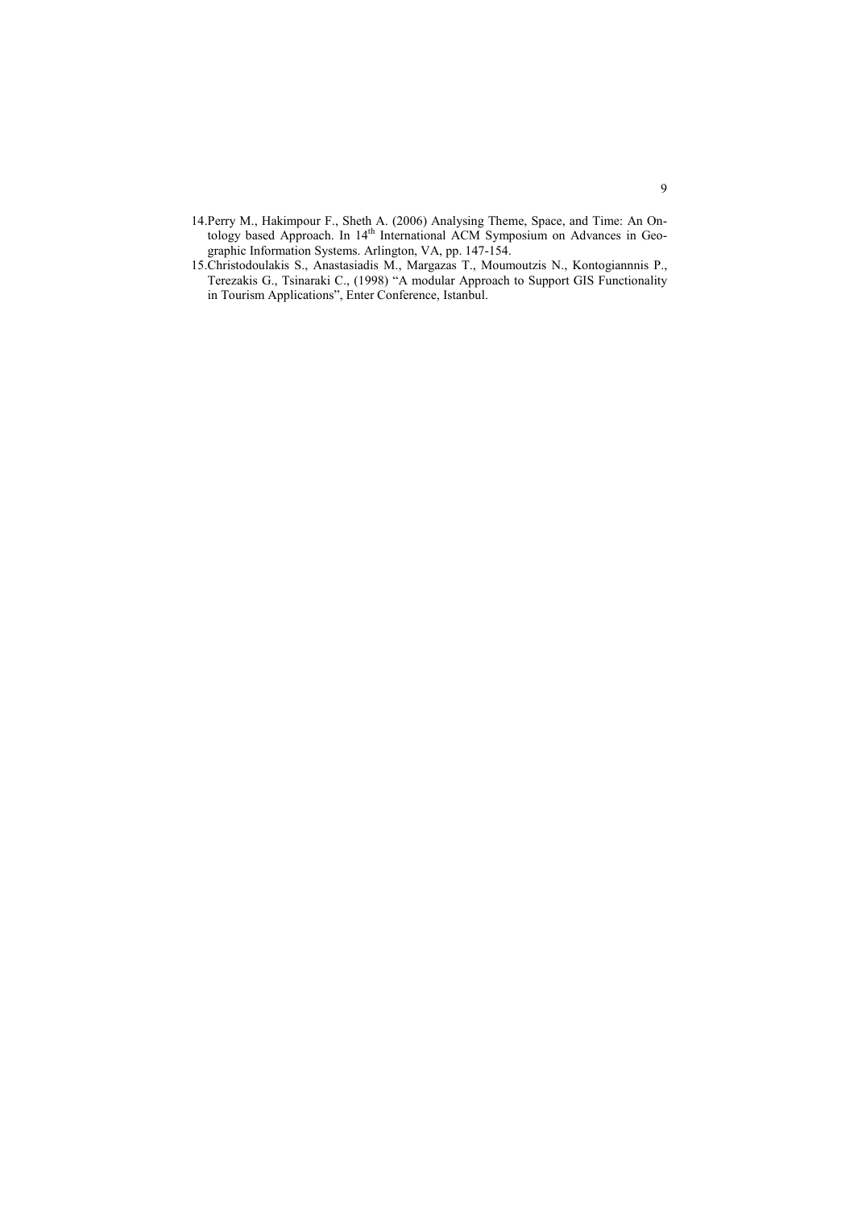14. Perry M., Hakimpour F., Sheth A. (2006) Analysing Theme, Space, and Time: An Ontology based Approach. In 14th International ACM Symposium on Advances in Geographic Information Systems. Arlington, VA, pp. 147-154.
15. Christodoulakis S., Anastasiadis M., Margazas T., Moumoutzis N., Kontogiannnis P., Terezakis G., Tsinaraki C., (1998) "A modular Approach to Support GIS Functionality in Tourism Applications", Enter Conference, Istanbul.